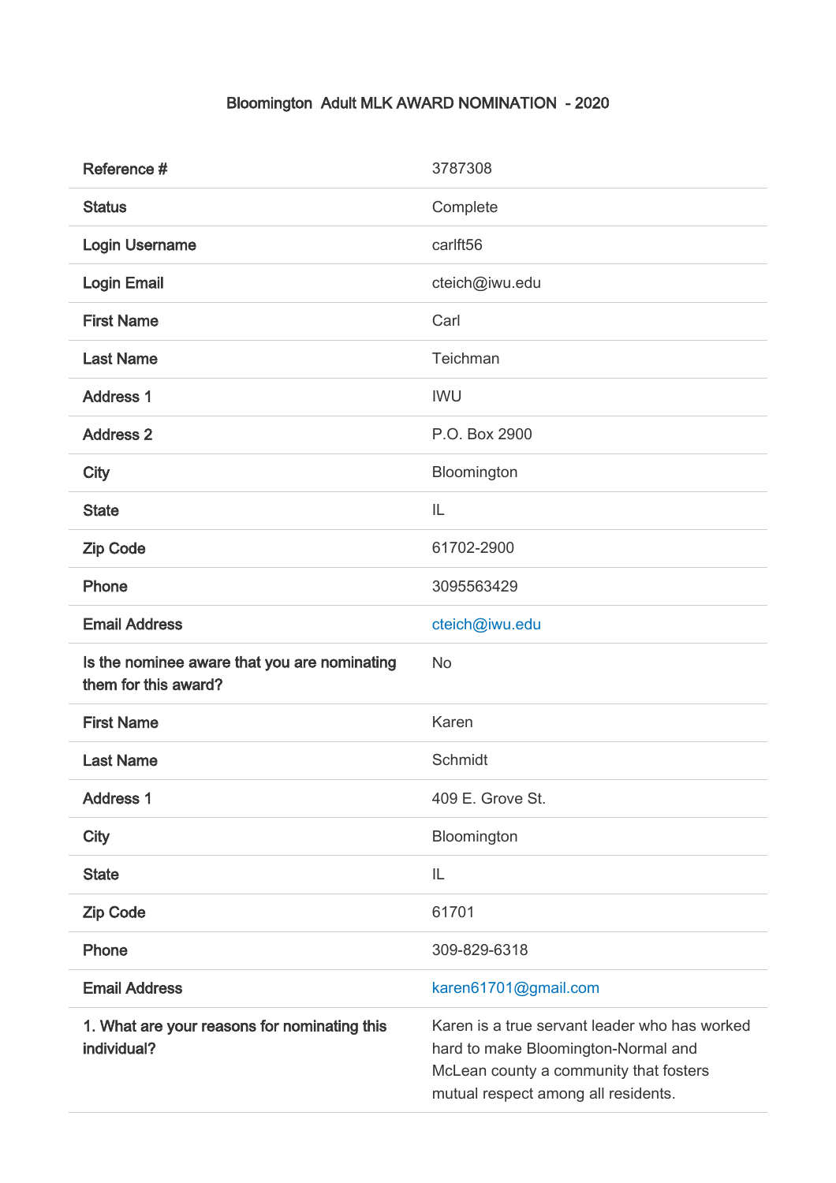# Bloomington Adult MLK AWARD NOMINATION - 2020

| | |
|---|---|
| **Reference #** | 3787308 |
| **Status** | Complete |
| **Login Username** | carlft56 |
| **Login Email** | cteich@iwu.edu |
| **First Name** | Carl |
| **Last Name** | Teichman |
| **Address 1** | IWU |
| **Address 2** | P.O. Box 2900 |
| **City** | Bloomington |
| **State** | IL |
| **Zip Code** | 61702-2900 |
| **Phone** | 3095563429 |
| **Email Address** | cteich@iwu.edu |
| **Is the nominee aware that you are nominating them for this award?** | No |
| **First Name** | Karen |
| **Last Name** | Schmidt |
| **Address 1** | 409 E. Grove St. |
| **City** | Bloomington |
| **State** | IL |
| **Zip Code** | 61701 |
| **Phone** | 309-829-6318 |
| **Email Address** | karen61701@gmail.com |
| **1. What are your reasons for nominating this individual?** | Karen is a true servant leader who has worked hard to make Bloomington-Normal and McLean county a community that fosters mutual respect among all residents. |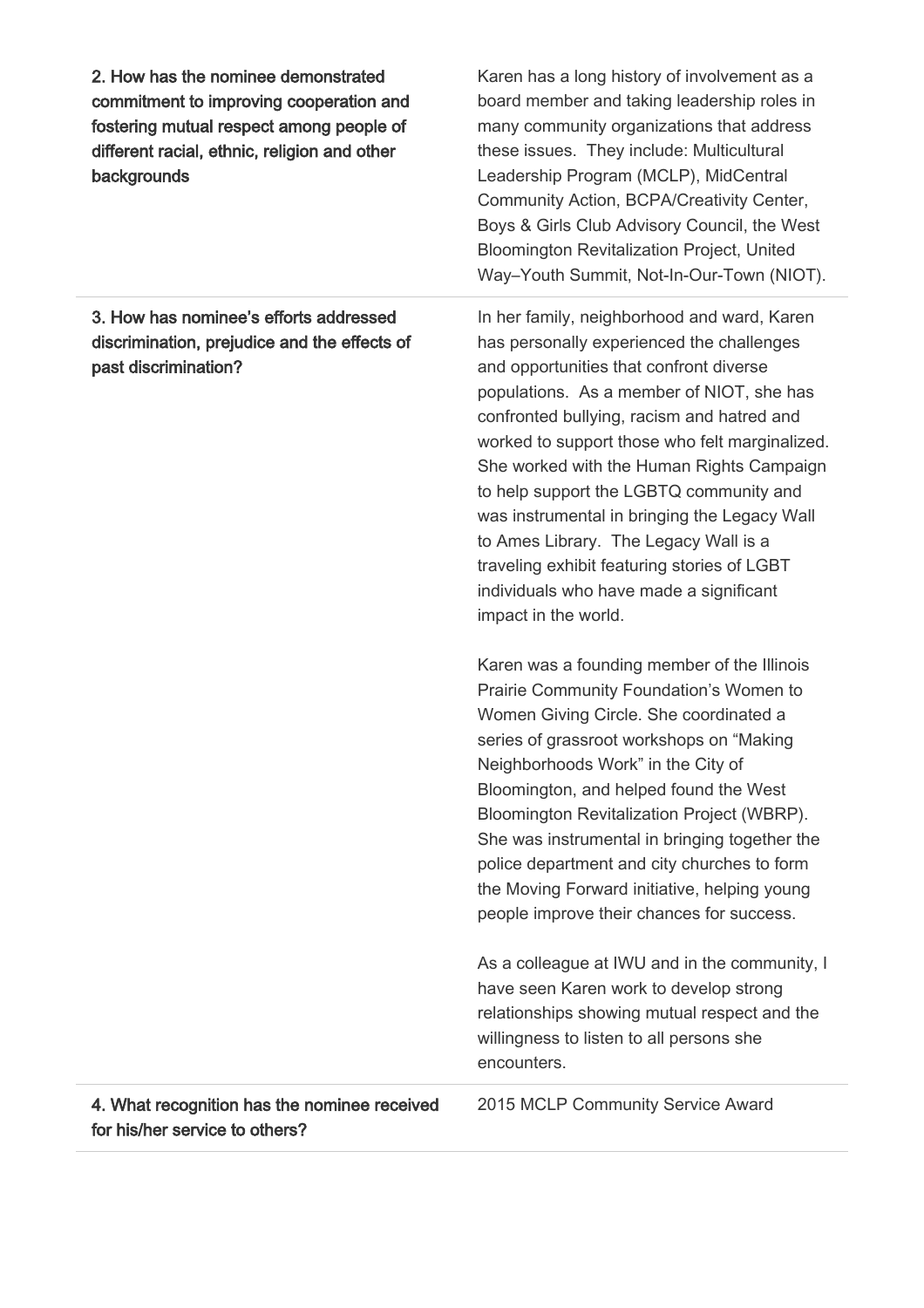| | |
|---|---|
| **2. How has the nominee demonstrated commitment to improving cooperation and fostering mutual respect among people of different racial, ethnic, religion and other backgrounds** | Karen has a long history of involvement as a board member and taking leadership roles in many community organizations that address these issues. They include: Multicultural Leadership Program (MCLP), MidCentral Community Action, BCPA/Creativity Center, Boys & Girls Club Advisory Council, the West Bloomington Revitalization Project, United Way–Youth Summit, Not-In-Our-Town (NIOT). |
| **3. How has nominee's efforts addressed discrimination, prejudice and the effects of past discrimination?** | In her family, neighborhood and ward, Karen has personally experienced the challenges and opportunities that confront diverse populations. As a member of NIOT, she has confronted bullying, racism and hatred and worked to support those who felt marginalized. She worked with the Human Rights Campaign to help support the LGBTQ community and was instrumental in bringing the Legacy Wall to Ames Library. The Legacy Wall is a traveling exhibit featuring stories of LGBT individuals who have made a significant impact in the world.<br><br>Karen was a founding member of the Illinois Prairie Community Foundation's Women to Women Giving Circle. She coordinated a series of grassroot workshops on "Making Neighborhoods Work" in the City of Bloomington, and helped found the West Bloomington Revitalization Project (WBRP). She was instrumental in bringing together the police department and city churches to form the Moving Forward initiative, helping young people improve their chances for success.<br><br>As a colleague at IWU and in the community, I have seen Karen work to develop strong relationships showing mutual respect and the willingness to listen to all persons she encounters. |
| **4. What recognition has the nominee received for his/her service to others?** | 2015 MCLP Community Service Award |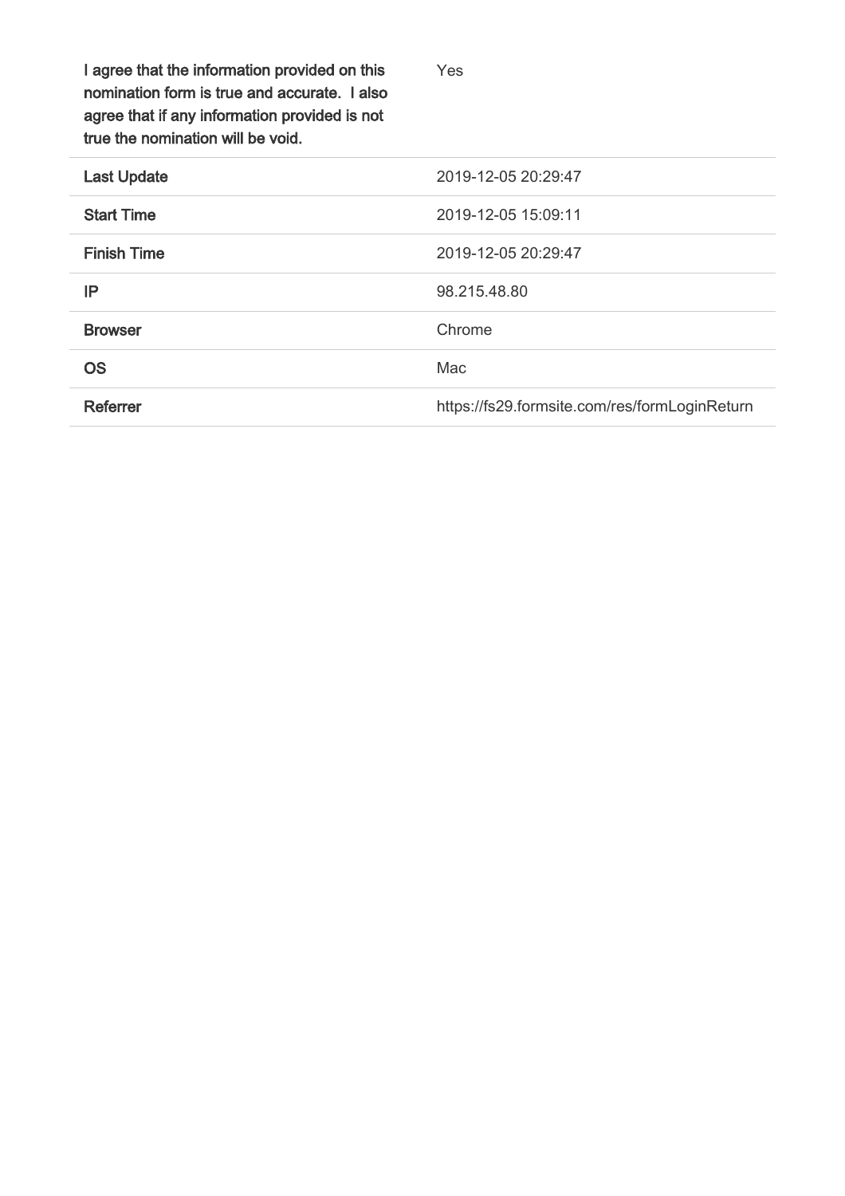| | |
|---|---|
| **I agree that the information provided on this nomination form is true and accurate.  I also agree that if any information provided is not true the nomination will be void.** | Yes |
| **Last Update** | 2019-12-05 20:29:47 |
| **Start Time** | 2019-12-05 15:09:11 |
| **Finish Time** | 2019-12-05 20:29:47 |
| **IP** | 98.215.48.80 |
| **Browser** | Chrome |
| **OS** | Mac |
| **Referrer** | https://fs29.formsite.com/res/formLoginReturn |